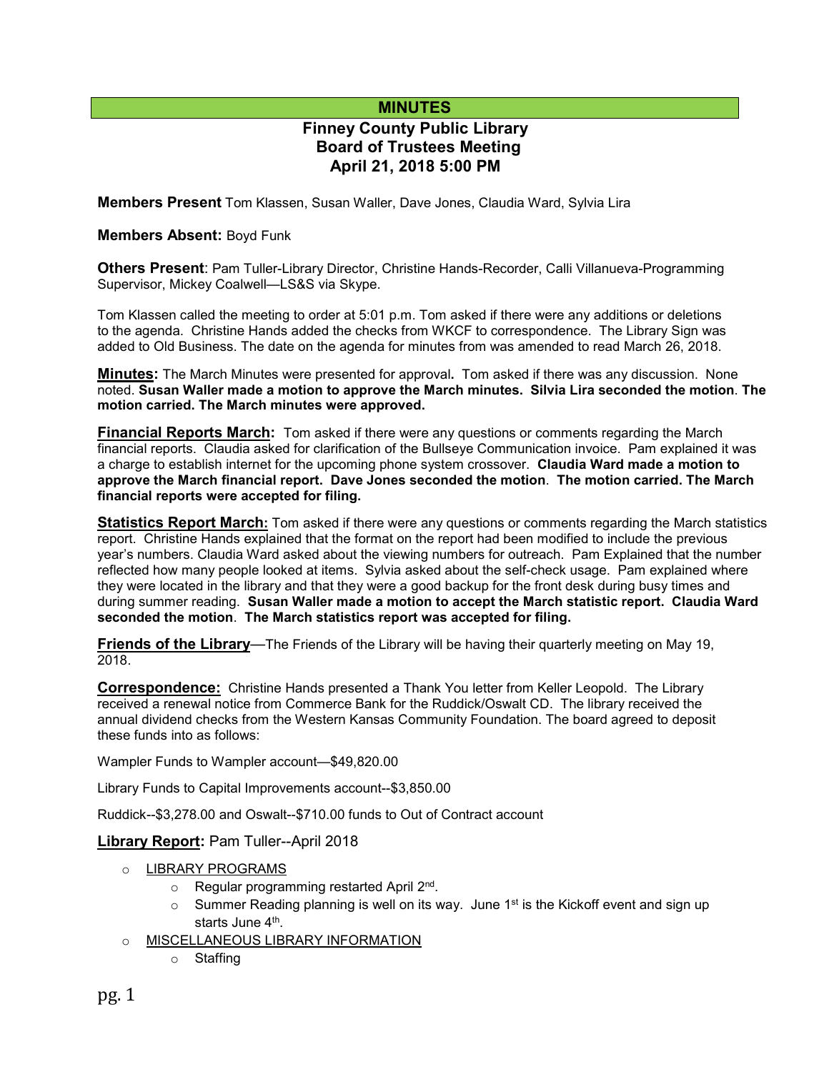# MINUTES

## Finney County Public Library
## Board of Trustees Meeting
## April 21, 2018 5:00 PM

**Members Present** Tom Klassen, Susan Waller, Dave Jones, Claudia Ward, Sylvia Lira

**Members Absent:** Boyd Funk

**Others Present**: Pam Tuller-Library Director, Christine Hands-Recorder, Calli Villanueva-Programming Supervisor, Mickey Coalwell—LS&S via Skype.

Tom Klassen called the meeting to order at 5:01 p.m. Tom asked if there were any additions or deletions to the agenda. Christine Hands added the checks from WKCF to correspondence. The Library Sign was added to Old Business. The date on the agenda for minutes from was amended to read March 26, 2018.

**Minutes:** The March Minutes were presented for approval**.** Tom asked if there was any discussion. None noted. **Susan Waller made a motion to approve the March minutes. Silvia Lira seconded the motion**. **The motion carried. The March minutes were approved.**

**Financial Reports March:** Tom asked if there were any questions or comments regarding the March financial reports. Claudia asked for clarification of the Bullseye Communication invoice. Pam explained it was a charge to establish internet for the upcoming phone system crossover. **Claudia Ward made a motion to approve the March financial report. Dave Jones seconded the motion**. **The motion carried. The March financial reports were accepted for filing.**

**Statistics Report March:** Tom asked if there were any questions or comments regarding the March statistics report. Christine Hands explained that the format on the report had been modified to include the previous year's numbers. Claudia Ward asked about the viewing numbers for outreach. Pam Explained that the number reflected how many people looked at items. Sylvia asked about the self-check usage. Pam explained where they were located in the library and that they were a good backup for the front desk during busy times and during summer reading. **Susan Waller made a motion to accept the March statistic report. Claudia Ward seconded the motion**. **The March statistics report was accepted for filing.**

**Friends of the Library**—The Friends of the Library will be having their quarterly meeting on May 19, 2018.

**Correspondence:** Christine Hands presented a Thank You letter from Keller Leopold. The Library received a renewal notice from Commerce Bank for the Ruddick/Oswalt CD. The library received the annual dividend checks from the Western Kansas Community Foundation. The board agreed to deposit these funds into as follows:

Wampler Funds to Wampler account—$49,820.00

Library Funds to Capital Improvements account--$3,850.00

Ruddick--$3,278.00 and Oswalt--$710.00 funds to Out of Contract account

**Library Report:** Pam Tuller--April 2018

- LIBRARY PROGRAMS
  - Regular programming restarted April 2nd.
  - Summer Reading planning is well on its way. June 1st is the Kickoff event and sign up starts June 4th.
- MISCELLANEOUS LIBRARY INFORMATION
  - Staffing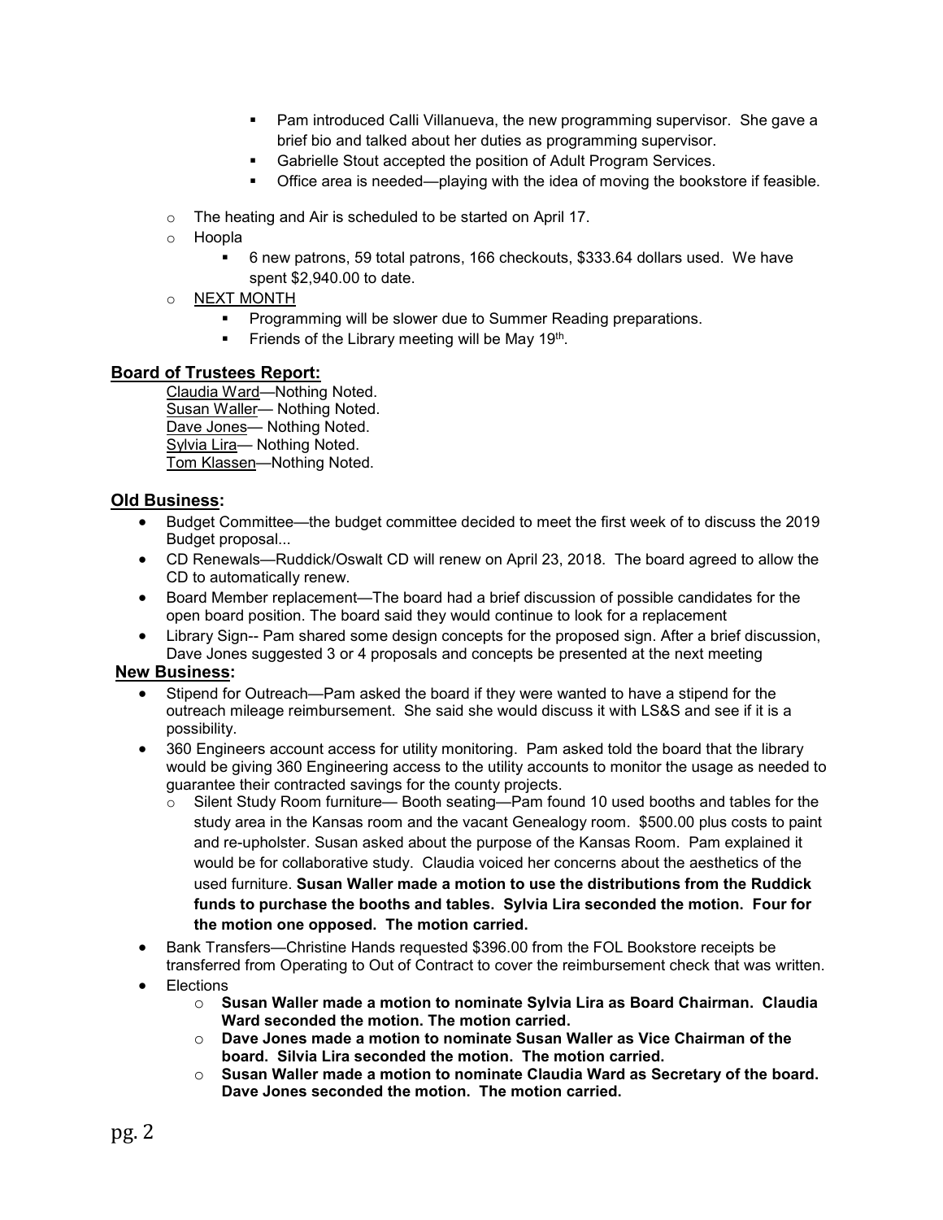- Pam introduced Calli Villanueva, the new programming supervisor. She gave a brief bio and talked about her duties as programming supervisor.
  - Gabrielle Stout accepted the position of Adult Program Services.
  - Office area is needed—playing with the idea of moving the bookstore if feasible.
- The heating and Air is scheduled to be started on April 17.
- Hoopla
  - 6 new patrons, 59 total patrons, 166 checkouts, $333.64 dollars used. We have spent $2,940.00 to date.
- NEXT MONTH
  - Programming will be slower due to Summer Reading preparations.
  - Friends of the Library meeting will be May 19th.

## Board of Trustees Report:

Claudia Ward—Nothing Noted.
Susan Waller— Nothing Noted.
Dave Jones— Nothing Noted.
Sylvia Lira— Nothing Noted.
Tom Klassen—Nothing Noted.

## Old Business:

- Budget Committee—the budget committee decided to meet the first week of to discuss the 2019 Budget proposal...
- CD Renewals—Ruddick/Oswalt CD will renew on April 23, 2018. The board agreed to allow the CD to automatically renew.
- Board Member replacement—The board had a brief discussion of possible candidates for the open board position. The board said they would continue to look for a replacement
- Library Sign-- Pam shared some design concepts for the proposed sign. After a brief discussion, Dave Jones suggested 3 or 4 proposals and concepts be presented at the next meeting

## New Business:

- Stipend for Outreach—Pam asked the board if they were wanted to have a stipend for the outreach mileage reimbursement. She said she would discuss it with LS&S and see if it is a possibility.
- 360 Engineers account access for utility monitoring. Pam asked told the board that the library would be giving 360 Engineering access to the utility accounts to monitor the usage as needed to guarantee their contracted savings for the county projects.
  - Silent Study Room furniture— Booth seating—Pam found 10 used booths and tables for the study area in the Kansas room and the vacant Genealogy room. $500.00 plus costs to paint and re-upholster. Susan asked about the purpose of the Kansas Room. Pam explained it would be for collaborative study. Claudia voiced her concerns about the aesthetics of the used furniture. **Susan Waller made a motion to use the distributions from the Ruddick funds to purchase the booths and tables. Sylvia Lira seconded the motion. Four for the motion one opposed. The motion carried.**
- Bank Transfers—Christine Hands requested $396.00 from the FOL Bookstore receipts be transferred from Operating to Out of Contract to cover the reimbursement check that was written.
- Elections
  - **Susan Waller made a motion to nominate Sylvia Lira as Board Chairman. Claudia Ward seconded the motion. The motion carried.**
  - **Dave Jones made a motion to nominate Susan Waller as Vice Chairman of the board. Silvia Lira seconded the motion. The motion carried.**
  - **Susan Waller made a motion to nominate Claudia Ward as Secretary of the board. Dave Jones seconded the motion. The motion carried.**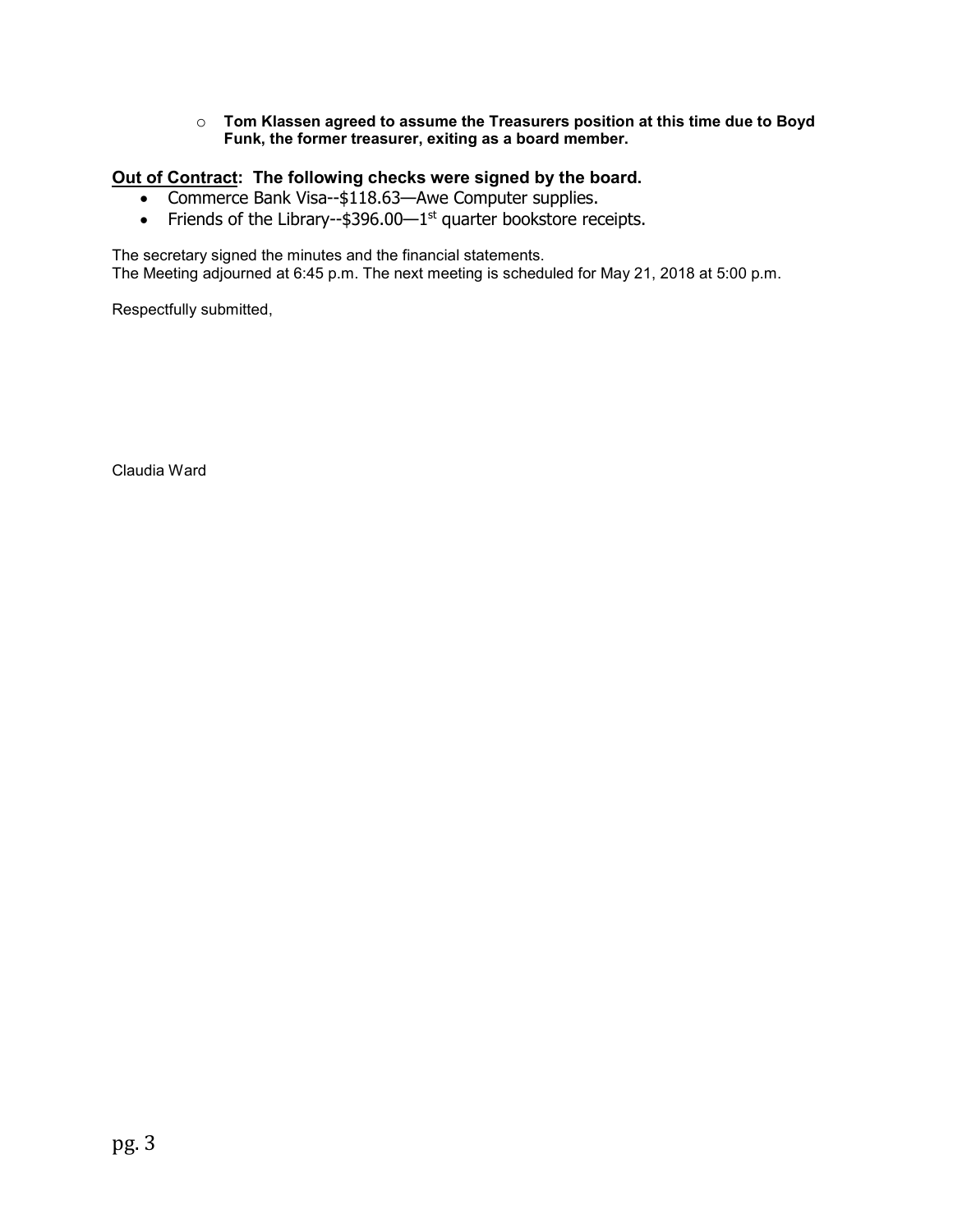- **Tom Klassen agreed to assume the Treasurers position at this time due to Boyd Funk, the former treasurer, exiting as a board member.**

**<u>Out of Contract</u>: The following checks were signed by the board.**

- Commerce Bank Visa--$118.63—Awe Computer supplies.
- Friends of the Library--$396.00—1st quarter bookstore receipts.

The secretary signed the minutes and the financial statements.
The Meeting adjourned at 6:45 p.m. The next meeting is scheduled for May 21, 2018 at 5:00 p.m.

Respectfully submitted,

Claudia Ward